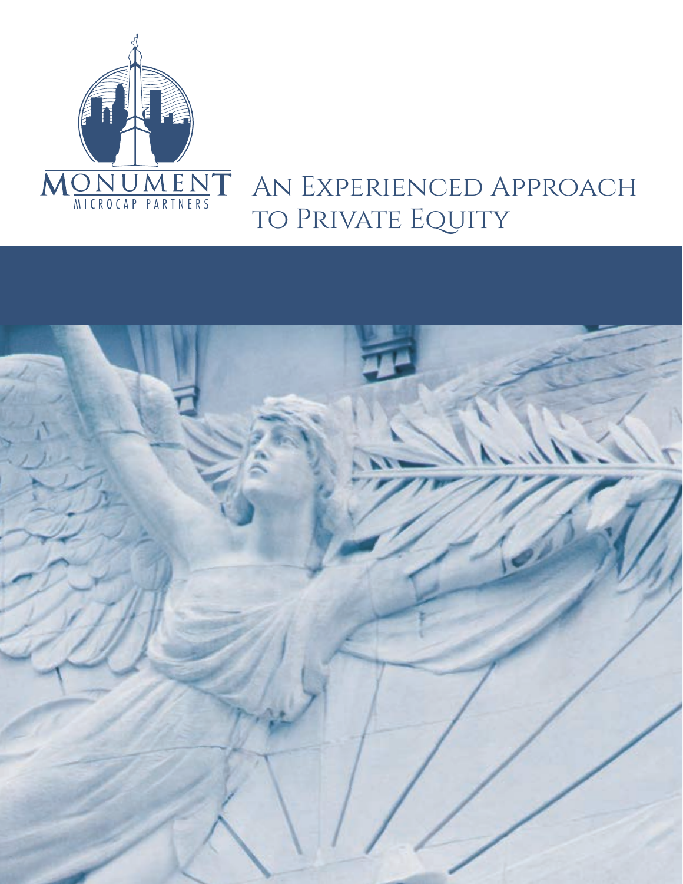MONUMENT

MICROCAP PARTNERS

# An Experienced Approach to Private Equity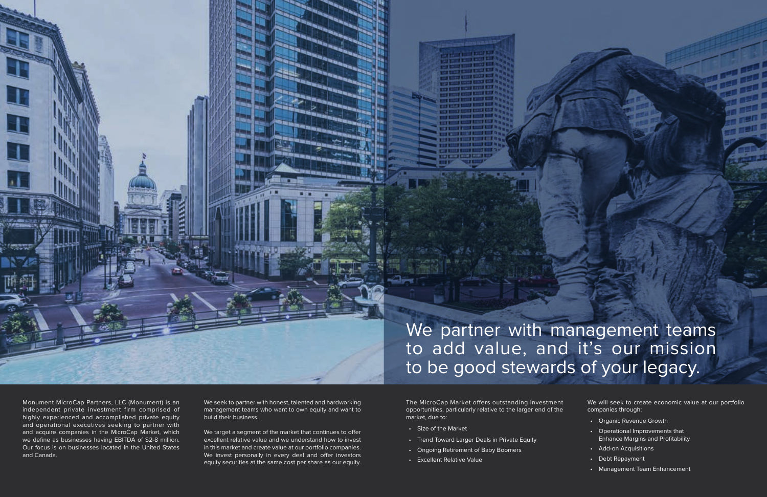# We partner with management teams to add value, and it's our mission to be good stewards of your legacy.

Monument MicroCap Partners, LLC (Monument) is an independent private investment firm comprised of highly experienced and accomplished private equity and operational executives seeking to partner with and acquire companies in the MicroCap Market, which we define as businesses having EBITDA of $2-8 million. Our focus is on businesses located in the United States and Canada.

We seek to partner with honest, talented and hardworking management teams who want to own equity and want to build their business.

We target a segment of the market that continues to offer excellent relative value and we understand how to invest in this market and create value at our portfolio companies. We invest personally in every deal and offer investors equity securities at the same cost per share as our equity.

The MicroCap Market offers outstanding investment opportunities, particularly relative to the larger end of the market, due to:

- Size of the Market
- Trend Toward Larger Deals in Private Equity
- Ongoing Retirement of Baby Boomers
- Excellent Relative Value

We will seek to create economic value at our portfolio companies through:

- Organic Revenue Growth
- Operational Improvements that Enhance Margins and Profitability
- Add-on Acquisitions
- Debt Repayment
- Management Team Enhancement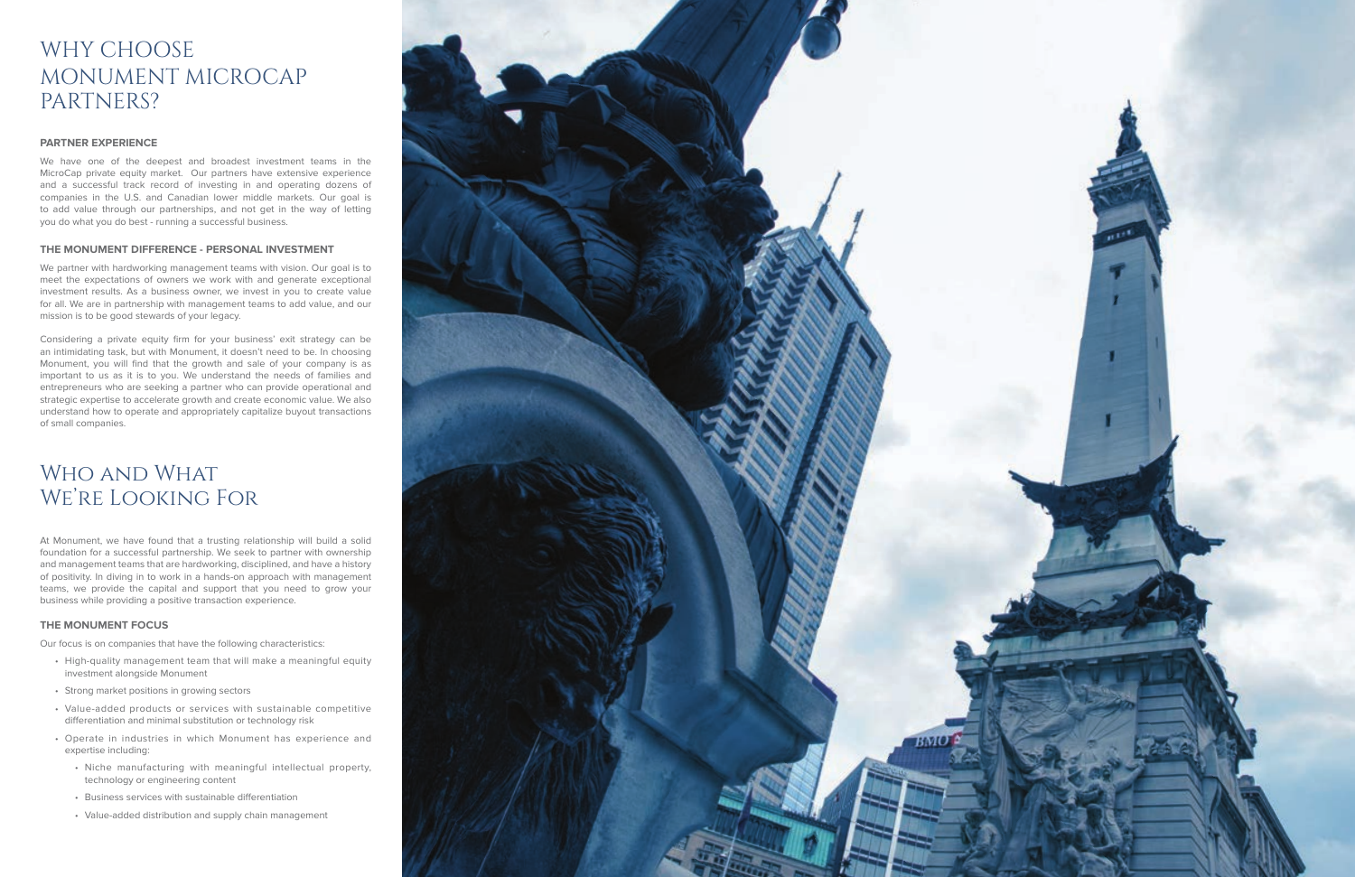# WHY CHOOSE MONUMENT MICROCAP PARTNERS?

### PARTNER EXPERIENCE

We have one of the deepest and broadest investment teams in the MicroCap private equity market. Our partners have extensive experience and a successful track record of investing in and operating dozens of companies in the U.S. and Canadian lower middle markets. Our goal is to add value through our partnerships, and not get in the way of letting you do what you do best - running a successful business.

### THE MONUMENT DIFFERENCE - PERSONAL INVESTMENT

We partner with hardworking management teams with vision. Our goal is to meet the expectations of owners we work with and generate exceptional investment results. As a business owner, we invest in you to create value for all. We are in partnership with management teams to add value, and our mission is to be good stewards of your legacy.

Considering a private equity firm for your business' exit strategy can be an intimidating task, but with Monument, it doesn't need to be. In choosing Monument, you will find that the growth and sale of your company is as important to us as it is to you. We understand the needs of families and entrepreneurs who are seeking a partner who can provide operational and strategic expertise to accelerate growth and create economic value. We also understand how to operate and appropriately capitalize buyout transactions of small companies.

# WHO AND WHAT WE'RE LOOKING FOR

At Monument, we have found that a trusting relationship will build a solid foundation for a successful partnership. We seek to partner with ownership and management teams that are hardworking, disciplined, and have a history of positivity. In diving in to work in a hands-on approach with management teams, we provide the capital and support that you need to grow your business while providing a positive transaction experience.

### THE MONUMENT FOCUS

Our focus is on companies that have the following characteristics:

- High-quality management team that will make a meaningful equity investment alongside Monument
- Strong market positions in growing sectors
- Value-added products or services with sustainable competitive differentiation and minimal substitution or technology risk
- Operate in industries in which Monument has experience and expertise including:
  - Niche manufacturing with meaningful intellectual property, technology or engineering content
  - Business services with sustainable differentiation
  - Value-added distribution and supply chain management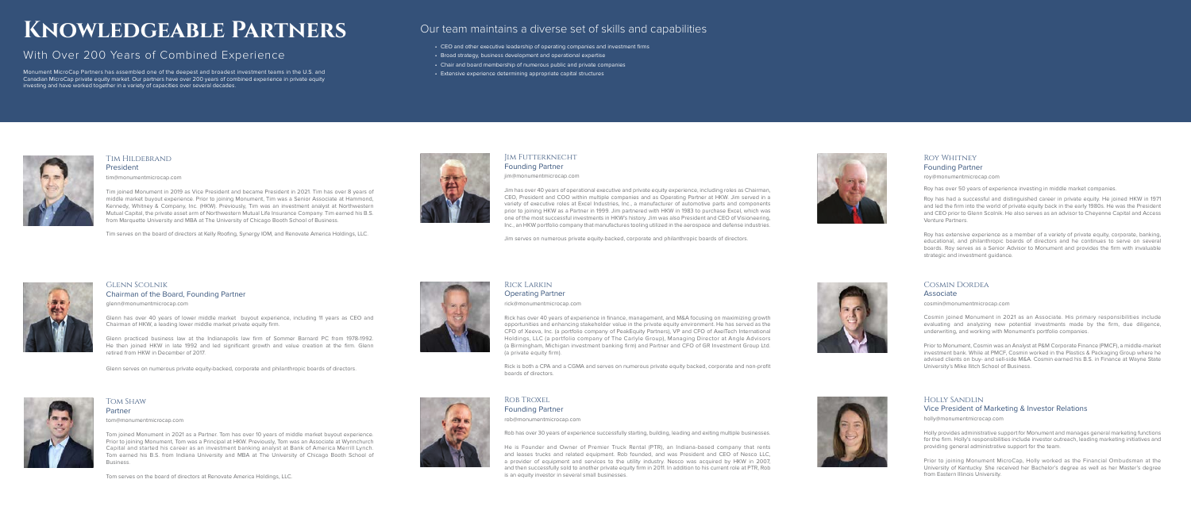# Knowledgeable Partners

## With Over 200 Years of Combined Experience

Monument MicroCap Partners has assembled one of the deepest and broadest investment teams in the U.S. and Canadian MicroCap private equity market. Our partners have over 200 years of combined experience in private equity investing and have worked together in a variety of capacities over several decades.

## Our team maintains a diverse set of skills and capabilities

- CEO and other executive leadership of operating companies and investment firms
- Broad strategy, business development and operational expertise
- Chair and board membership of numerous public and private companies
- Extensive experience determining appropriate capital structures

### Tim Hildebrand
**President**

tim@monumentmicrocap.com

Tim joined Monument in 2019 as Vice President and became President in 2021. Tim has over 8 years of middle market buyout experience. Prior to joining Monument, Tim was a Senior Associate at Hammond, Kennedy, Whitney & Company, Inc. (HKW). Previously, Tim was an investment analyst at Northwestern Mutual Capital, the private asset arm of Northwestern Mutual Life Insurance Company. Tim earned his B.S. from Marquette University and MBA at The University of Chicago Booth School of Business.

Tim serves on the board of directors at Kelly Roofing, Synergy IOM, and Renovate America Holdings, LLC.

### Glenn Scolnik
**Chairman of the Board, Founding Partner**

glenn@monumentmicrocap.com

Glenn has over 40 years of lower middle market buyout experience, including 11 years as CEO and Chairman of HKW, a leading lower middle market private equity firm.

Glenn practiced business law at the Indianapolis law firm of Sommer Barnard PC from 1978-1992. He then joined HKW in late 1992 and led significant growth and value creation at the firm. Glenn retired from HKW in December of 2017.

Glenn serves on numerous private equity-backed, corporate and philanthropic boards of directors.

### Tom Shaw
**Partner**

tom@monumentmicrocap.com

Tom joined Monument in 2021 as a Partner. Tom has over 10 years of middle market buyout experience. Prior to joining Monument, Tom was a Principal at HKW. Previously, Tom was an Associate at Wynnchurch Capital and started his career as an investment banking analyst at Bank of America Merrill Lynch. Tom earned his B.S. from Indiana University and MBA at The University of Chicago Booth School of Business.

Tom serves on the board of directors at Renovate America Holdings, LLC.

### Jim Futterknecht
**Founding Partner**

jim@monumentmicrocap.com

Jim has over 40 years of operational executive and private equity experience, including roles as Chairman, CEO, President and COO within multiple companies and as Operating Partner at HKW. Jim served in a variety of executive roles at Excel Industries, Inc., a manufacturer of automotive parts and components prior to joining HKW as a Partner in 1999. Jim partnered with HKW in 1983 to purchase Excel, which was one of the most successful investments in HKW's history. Jim was also President and CEO of Visioneering, Inc., an HKW portfolio company that manufactures tooling utilized in the aerospace and defense industries.

Jim serves on numerous private equity-backed, corporate and philanthropic boards of directors.

### Rick Larkin
**Operating Partner**

rick@monumentmicrocap.com

Rick has over 40 years of experience in finance, management, and M&A focusing on maximizing growth opportunities and enhancing stakeholder value in the private equity environment. He has served as the CFO of Xeeva, Inc. (a portfolio company of PeakEquity Partners), VP and CFO of AxelTech International Holdings, LLC (a portfolio company of The Carlyle Group), Managing Director at Angle Advisors (a Birmingham, Michigan investment banking firm) and Partner and CFO of GR Investment Group Ltd. (a private equity firm).

Rick is both a CPA and a CGMA and serves on numerous private equity backed, corporate and non-profit boards of directors.

### Rob Troxel
**Founding Partner**

rob@monumentmicrocap.com

Rob has over 30 years of experience successfully starting, building, leading and exiting multiple businesses.

He is Founder and Owner of Premier Truck Rental (PTR), an Indiana-based company that rents and leases trucks and related equipment. Rob founded, and was President and CEO of Nesco LLC, a provider of equipment and services to the utility industry. Nesco was acquired by HKW in 2007, and then successfully sold to another private equity firm in 2011. In addition to his current role at PTR, Rob is an equity investor in several small businesses.

### Roy Whitney
**Founding Partner**

roy@monumentmicrocap.com

Roy has over 50 years of experience investing in middle market companies.

Roy has had a successful and distinguished career in private equity. He joined HKW in 1971 and led the firm into the world of private equity back in the early 1980s. He was the President and CEO prior to Glenn Scolnik. He also serves as an advisor to Cheyenne Capital and Access Venture Partners.

Roy has extensive experience as a member of a variety of private equity, corporate, banking, educational, and philanthropic boards of directors and he continues to serve on several boards. Roy serves as a Senior Advisor to Monument and provides the firm with invaluable strategic and investment guidance.

### Cosmin Dordea
**Associate**

cosmin@monumentmicrocap.com

Cosmin joined Monument in 2021 as an Associate. His primary responsibilities include evaluating and analyzing new potential investments made by the firm, due diligence, underwriting, and working with Monument's portfolio companies.

Prior to Monument, Cosmin was an Analyst at P&M Corporate Finance (PMCF), a middle-market investment bank. While at PMCF, Cosmin worked in the Plastics & Packaging Group where he advised clients on buy- and sell-side M&A. Cosmin earned his B.S. in Finance at Wayne State University's Mike Ilitch School of Business.

### Holly Sandlin
**Vice President of Marketing & Investor Relations**

holly@monumentmicrocap.com

Holly provides administrative support for Monument and manages general marketing functions for the firm. Holly's responsibilities include investor outreach, leading marketing initiatives and providing general administrative support for the team.

Prior to joining Monument MicroCap, Holly worked as the Financial Ombudsman at the University of Kentucky. She received her Bachelor's degree as well as her Master's degree from Eastern Illinois University.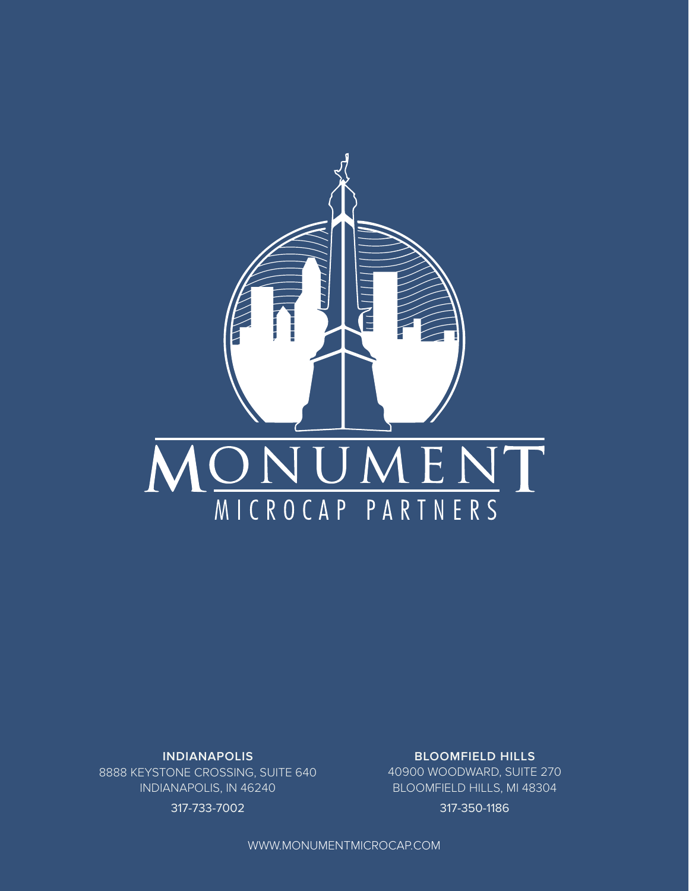MONUMENT

MICROCAP PARTNERS

**INDIANAPOLIS**
8888 KEYSTONE CROSSING, SUITE 640
INDIANAPOLIS, IN 46240
317-733-7002

**BLOOMFIELD HILLS**
40900 WOODWARD, SUITE 270
BLOOMFIELD HILLS, MI 48304
317-350-1186

WWW.MONUMENTMICROCAP.COM